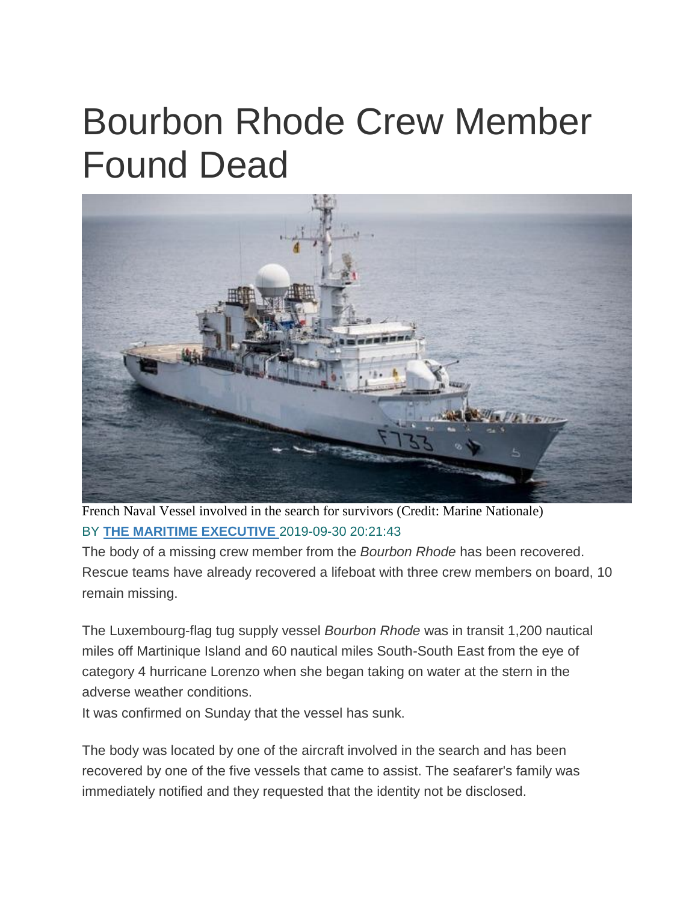# Bourbon Rhode Crew Member Found Dead

French Naval Vessel involved in the search for survivors (Credit: Marine Nationale)

BY **THE MARITIME EXECUTIVE** 2019-09-30 20:21:43

The body of a missing crew member from the *Bourbon Rhode* has been recovered. Rescue teams have already recovered a lifeboat with three crew members on board, 10 remain missing.

The Luxembourg-flag tug supply vessel *Bourbon Rhode* was in transit 1,200 nautical miles off Martinique Island and 60 nautical miles South-South East from the eye of category 4 hurricane Lorenzo when she began taking on water at the stern in the adverse weather conditions.

It was confirmed on Sunday that the vessel has sunk.

The body was located by one of the aircraft involved in the search and has been recovered by one of the five vessels that came to assist. The seafarer's family was immediately notified and they requested that the identity not be disclosed.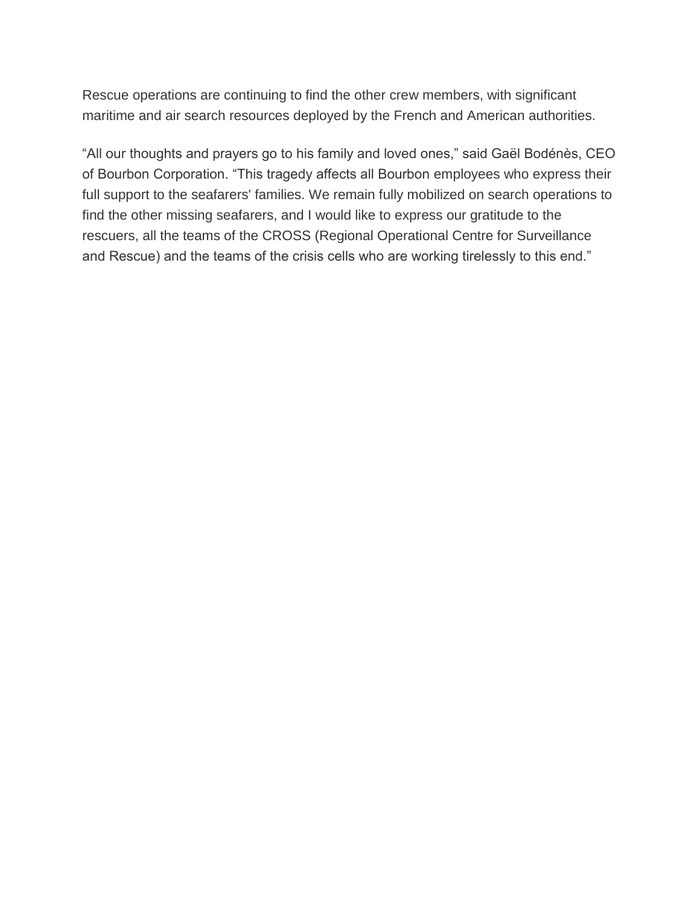Rescue operations are continuing to find the other crew members, with significant maritime and air search resources deployed by the French and American authorities.

“All our thoughts and prayers go to his family and loved ones,” said Gaël Bodénès, CEO of Bourbon Corporation. “This tragedy affects all Bourbon employees who express their full support to the seafarers' families. We remain fully mobilized on search operations to find the other missing seafarers, and I would like to express our gratitude to the rescuers, all the teams of the CROSS (Regional Operational Centre for Surveillance and Rescue) and the teams of the crisis cells who are working tirelessly to this end.”